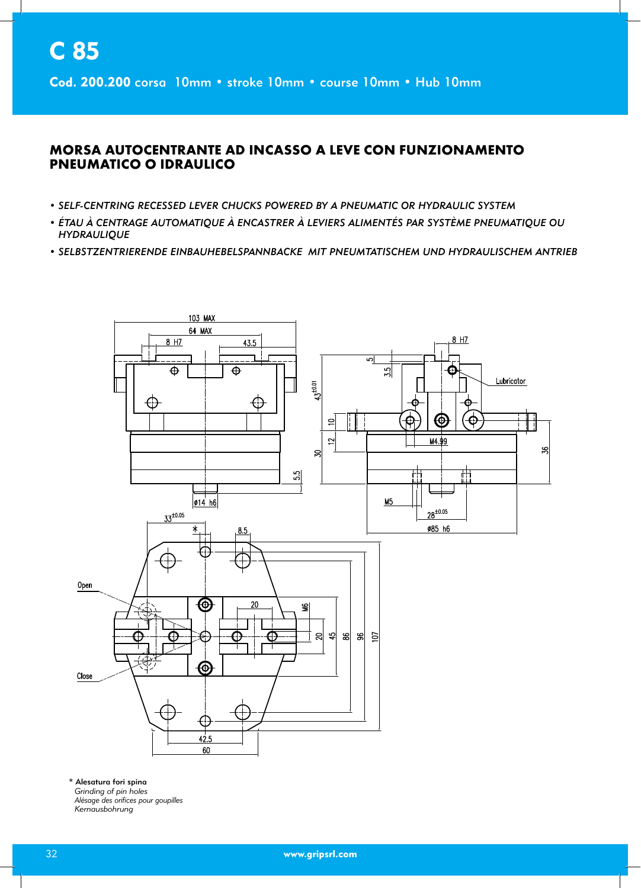# C 85

**Cod. 200.200** corsa 10mm • stroke 10mm • course 10mm • Hub 10mm

## MORSA AUTOCENTRANTE AD INCASSO A LEVE CON FUNZIONAMENTO PNEUMATICO O IDRAULICO

- *SELF-CENTRING RECESSED LEVER CHUCKS POWERED BY A PNEUMATIC OR HYDRAULIC SYSTEM*
- *ÉTAU À CENTRAGE AUTOMATIQUE À ENCASTRER À LEVIERS ALIMENTÉS PAR SYSTÈME PNEUMATIQUE OU HYDRAULIQUE*
- *SELBSTZENTRIERENDE EINBAUHEBELSPANNBACKE MIT PNEUMTATISCHEM UND HYDRAULISCHEM ANTRIEB*

103 MAX
64 MAX
8 H7
43.5
5.5
ø14 h6
8 H7
5
3.5
Lubricator
$43^{\pm0.01}$
10
12
30
M4.99
36
M5
$28^{\pm0.05}$
ø85 h6
$33^{\pm0.05}$
*
8.5
Open
Close
20
M6
20
45
86
96
107
42.5
60

\* **Alesatura fori spina**
*Grinding of pin holes*
*Alésage des orifices pour goupilles*
*Kernausbohrung*

www.gripsrl.com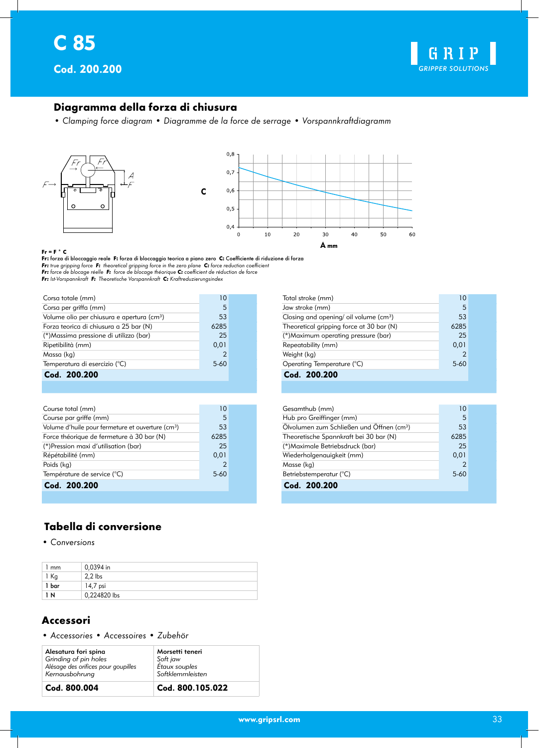# C 85

## Cod. 200.200

GRIP
GRIPPER SOLUTIONS

## Diagramma della forza di chiusura

• *Clamping force diagram* • *Diagramme de la force de serrage* • *Vorspannkraftdiagramm*

Fr Fr
F →
A
F

C

0,8
0,7
0,6
0,5
0,4
0 10 20 30 40 50 60
A mm

**Fr = F * C**
**Fr:** forza di bloccaggio reale **F:** forza di bloccaggio teorica a piano zero **C:** Coefficiente di riduzione di forza
**Fr:** *true gripping force* **F:** *theoretical gripping force in the zero plane* **C:** *force reduction coefficient*
**Fr:** *force de blocage réelle* **F:** *force de blocage théorique* **C:** *coefficient de réduction de force*
**Fr:** *Ist-Vorspannkraft* **F:** *Theoretische Vorspannkraft* **C:** *Kraftreduzierungsindex*

| | |
|---|---|
| Corsa totale (mm) | 10 |
| Corsa per griffa (mm) | 5 |
| Volume olio per chiusura e apertura (cm³) | 53 |
| Forza teorica di chiusura a 25 bar (N) | 6285 |
| (*)Massima pressione di utilizzo (bar) | 25 |
| Ripetibilità (mm) | 0,01 |
| Massa (kg) | 2 |
| Temperatura di esercizio (°C) | 5-60 |
| **Cod. 200.200** | |

| | |
|---|---|
| Total stroke (mm) | 10 |
| Jaw stroke (mm) | 5 |
| Closing and opening/ oil volume (cm³) | 53 |
| Theoretical gripping force at 30 bar (N) | 6285 |
| (*)Maximum operating pressure (bar) | 25 |
| Repeatability (mm) | 0,01 |
| Weight (kg) | 2 |
| Operating Temperature (°C) | 5-60 |
| **Cod. 200.200** | |

| | |
|---|---|
| Course total (mm) | 10 |
| Course par griffe (mm) | 5 |
| Volume d'huile pour fermeture et ouverture (cm³) | 53 |
| Force théorique de fermeture à 30 bar (N) | 6285 |
| (*)Pression maxi d'utilisation (bar) | 25 |
| Répétabilité (mm) | 0,01 |
| Poids (kg) | 2 |
| Température de service (°C) | 5-60 |
| **Cod. 200.200** | |

| | |
|---|---|
| Gesamthub (mm) | 10 |
| Hub pro Greiffinger (mm) | 5 |
| Ölvolumen zum Schließen und Öffnen (cm³) | 53 |
| Theoretische Spannkraft bei 30 bar (N) | 6285 |
| (*)Maximale Betriebsdruck (bar) | 25 |
| Wiederholgenauigkeit (mm) | 0,01 |
| Masse (kg) | 2 |
| Betriebstemperatur (°C) | 5-60 |
| **Cod. 200.200** | |

## Tabella di conversione

• *Conversions*

| | |
|---|---|
| 1 mm | 0,0394 in |
| 1 Kg | 2,2 lbs |
| **1 bar** | 14,7 psi |
| **1 N** | 0,224820 lbs |

## Accessori

• *Accessories* • *Accessoires* • *Zubehör*

| | |
|---|---|
| **Alesatura fori spina**<br>*Grinding of pin holes*<br>*Alésage des orifices pour goupilles*<br>*Kernausbohrung* | **Morsetti teneri**<br>*Soft jaw*<br>*Étaux souples*<br>*Softklemmleisten* |
| **Cod. 800.004** | **Cod. 800.105.022** |

www.gripsrl.com